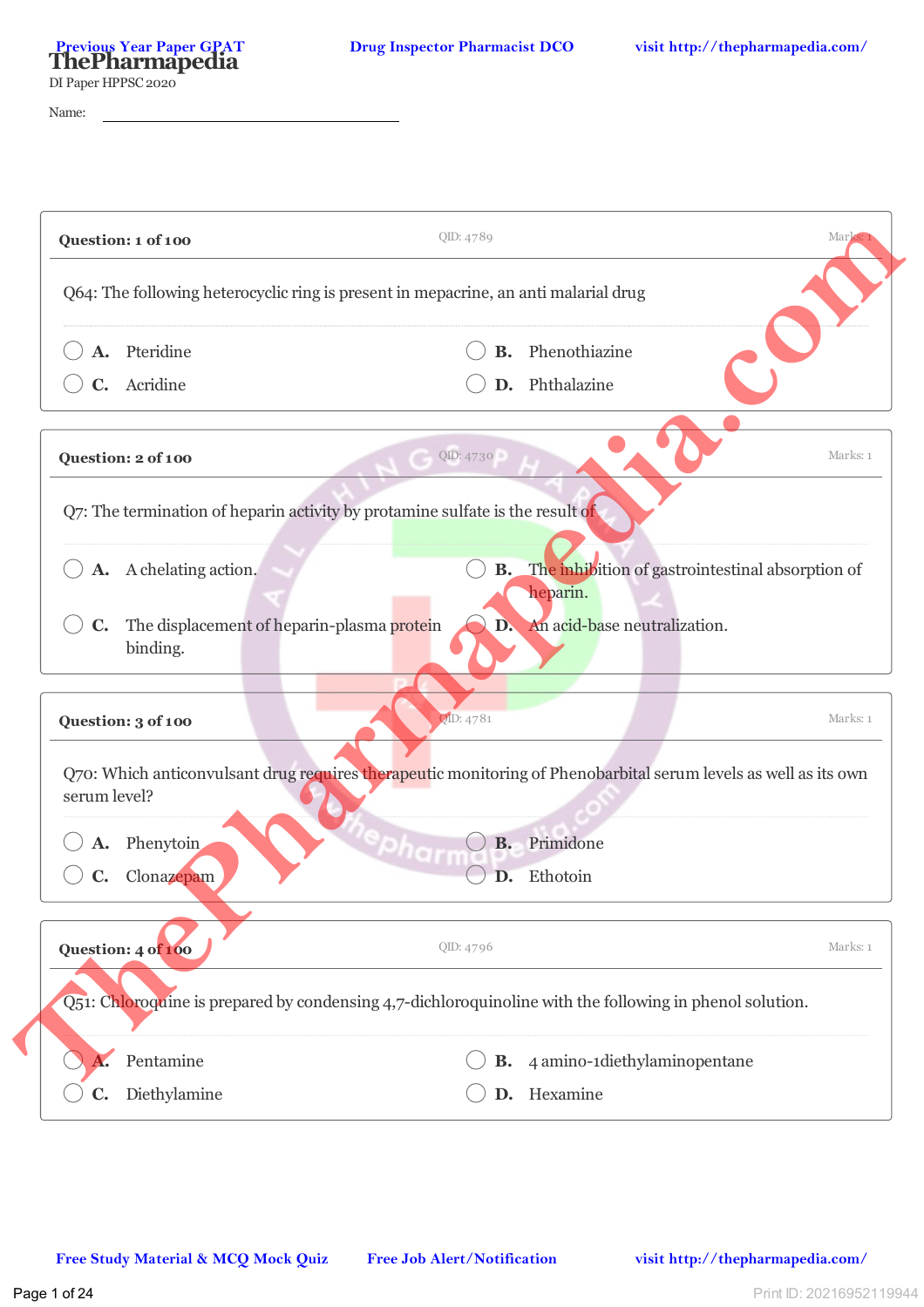# ThePharmapedia

DI Paper HPPSC 2020

Name: ______________________________

---

**Question: 1 of 100** QID: 4789 Marks: 1

Q64: The following heterocyclic ring is present in mepacrine, an anti malarial drug

- **A.** Pteridine
- **B.** Phenothiazine
- **C.** Acridine
- **D.** Phthalazine

---

**Question: 2 of 100** QID: 4730 Marks: 1

Q7: The termination of heparin activity by protamine sulfate is the result of

- **A.** A chelating action.
- **B.** The inhibition of gastrointestinal absorption of heparin.
- **C.** The displacement of heparin-plasma protein binding.
- **D.** An acid-base neutralization.

---

**Question: 3 of 100** QID: 4781 Marks: 1

Q70: Which anticonvulsant drug requires therapeutic monitoring of Phenobarbital serum levels as well as its own serum level?

- **A.** Phenytoin
- **B.** Primidone
- **C.** Clonazepam
- **D.** Ethotoin

---

**Question: 4 of 100** QID: 4796 Marks: 1

Q51: Chloroquine is prepared by condensing 4,7-dichloroquinoline with the following in phenol solution.

- **A.** Pentamine
- **B.** 4 amino-1diethylaminopentane
- **C.** Diethylamine
- **D.** Hexamine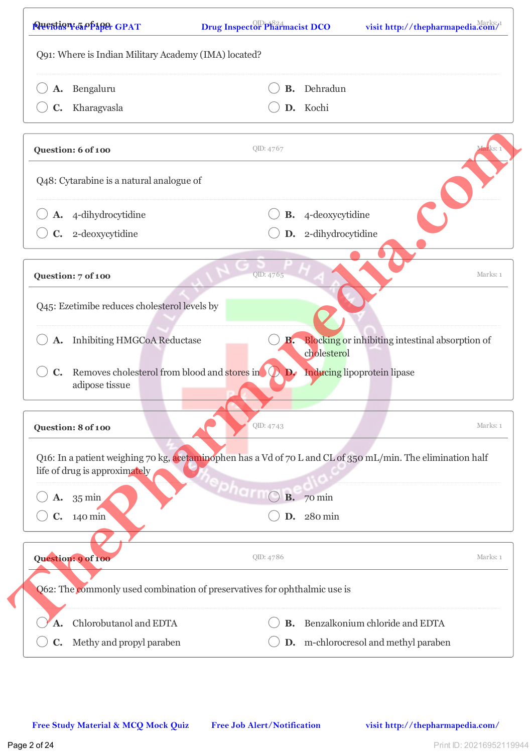**Question: 5 of 100** QID: 4824 Marks: 1

Q91: Where is Indian Military Academy (IMA) located?

- A. Bengaluru
- B. Dehradun
- C. Kharagvasla
- D. Kochi

**Question: 6 of 100** QID: 4767 Marks: 1

Q48: Cytarabine is a natural analogue of

- A. 4-dihydrocytidine
- B. 4-deoxycytidine
- C. 2-deoxycytidine
- D. 2-dihydrocytidine

**Question: 7 of 100** QID: 4765 Marks: 1

Q45: Ezetimibe reduces cholesterol levels by

- A. Inhibiting HMGCoA Reductase
- B. Blocking or inhibiting intestinal absorption of cholesterol
- C. Removes cholesterol from blood and stores in adipose tissue
- D. Inducing lipoprotein lipase

**Question: 8 of 100** QID: 4743 Marks: 1

Q16: In a patient weighing 70 kg, acetaminophen has a Vd of 70 L and CL of 350 mL/min. The elimination half life of drug is approximately

- A. 35 min
- B. 70 min
- C. 140 min
- D. 280 min

**Question: 9 of 100** QID: 4786 Marks: 1

Q62: The commonly used combination of preservatives for ophthalmic use is

- A. Chlorobutanol and EDTA
- B. Benzalkonium chloride and EDTA
- C. Methy and propyl paraben
- D. m-chlorocresol and methyl paraben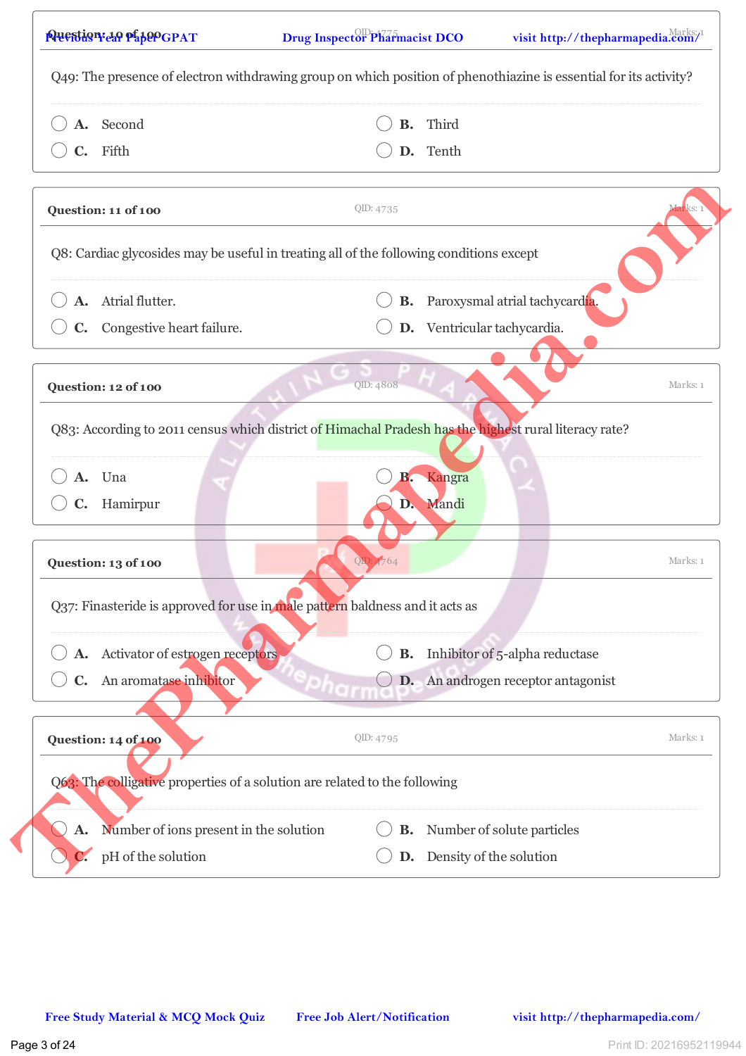**Question: 10 of 100** QID: 4775 Marks: 1

Q49: The presence of electron withdrawing group on which position of phenothiazine is essential for its activity?

- A. Second
- B. Third
- C. Fifth
- D. Tenth

**Question: 11 of 100** QID: 4735 Marks: 1

Q8: Cardiac glycosides may be useful in treating all of the following conditions except

- A. Atrial flutter.
- B. Paroxysmal atrial tachycardia.
- C. Congestive heart failure.
- D. Ventricular tachycardia.

**Question: 12 of 100** QID: 4808 Marks: 1

Q83: According to 2011 census which district of Himachal Pradesh has the highest rural literacy rate?

- A. Una
- B. Kangra
- C. Hamirpur
- D. Mandi

**Question: 13 of 100** QID: 4764 Marks: 1

Q37: Finasteride is approved for use in male pattern baldness and it acts as

- A. Activator of estrogen receptors
- B. Inhibitor of 5-alpha reductase
- C. An aromatase inhibitor
- D. An androgen receptor antagonist

**Question: 14 of 100** QID: 4795 Marks: 1

Q63: The colligative properties of a solution are related to the following

- A. Number of ions present in the solution
- B. Number of solute particles
- C. pH of the solution
- D. Density of the solution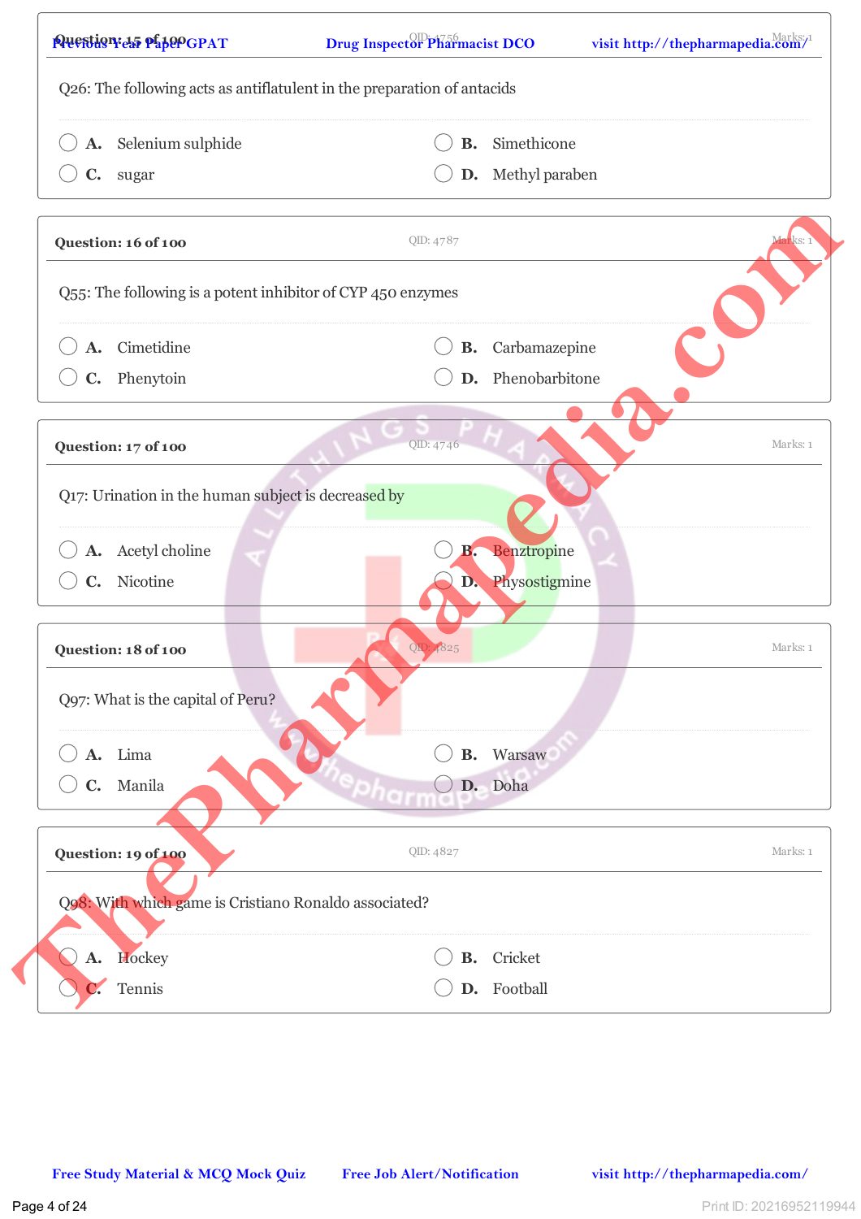**Question: 15 of 100** QID: 4756 Marks: 1

Q26: The following acts as antiflatulent in the preparation of antacids

- A. Selenium sulphide
- B. Simethicone
- C. sugar
- D. Methyl paraben

**Question: 16 of 100** QID: 4787 Marks: 1

Q55: The following is a potent inhibitor of CYP 450 enzymes

- A. Cimetidine
- B. Carbamazepine
- C. Phenytoin
- D. Phenobarbitone

**Question: 17 of 100** QID: 4746 Marks: 1

Q17: Urination in the human subject is decreased by

- A. Acetyl choline
- B. Benztropine
- C. Nicotine
- D. Physostigmine

**Question: 18 of 100** QID: 4825 Marks: 1

Q97: What is the capital of Peru?

- A. Lima
- B. Warsaw
- C. Manila
- D. Doha

**Question: 19 of 100** QID: 4827 Marks: 1

Q98: With which game is Cristiano Ronaldo associated?

- A. Hockey
- B. Cricket
- C. Tennis
- D. Football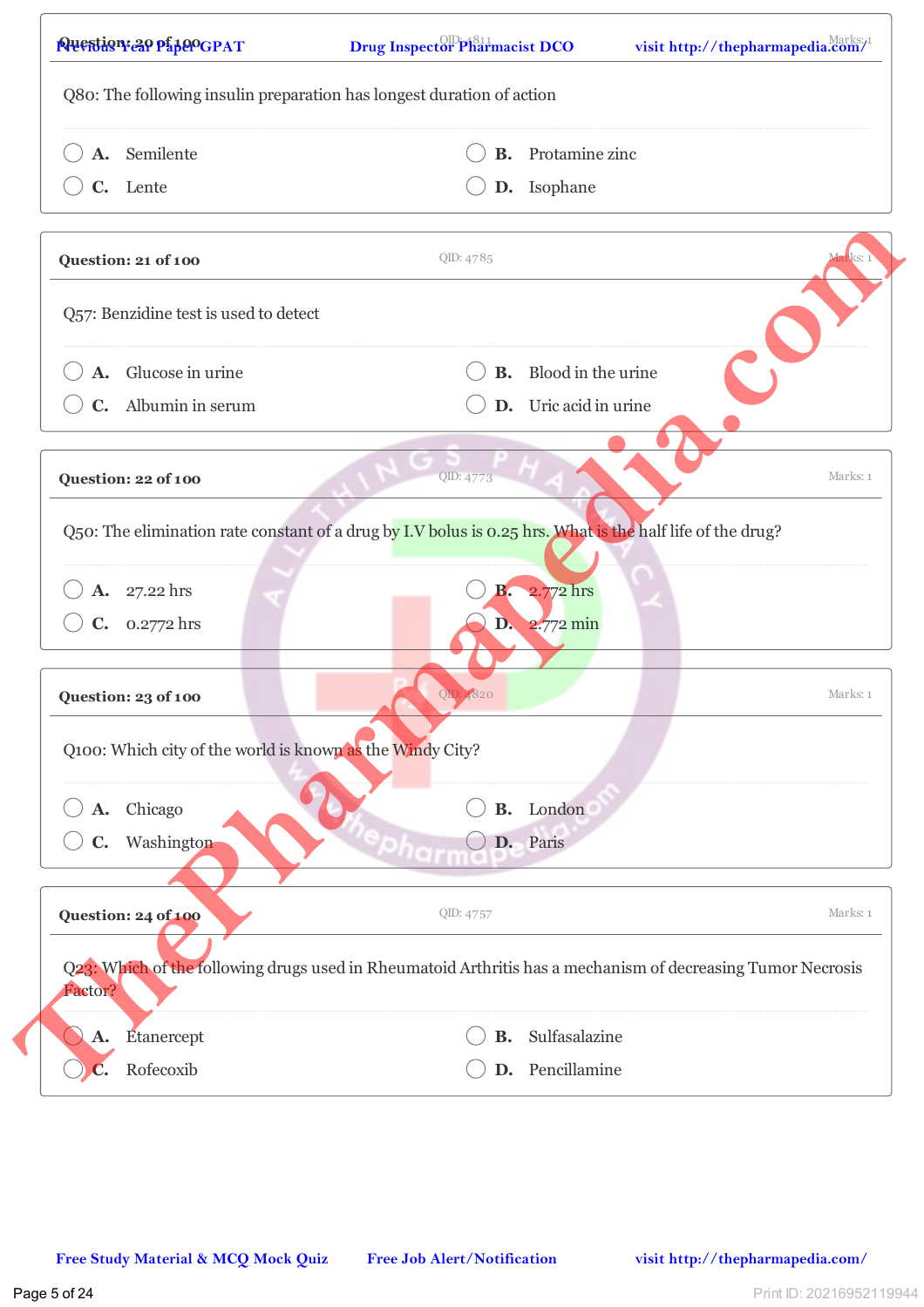**Question: 20 of 100** QID: 4811 Marks: 1

Q80: The following insulin preparation has longest duration of action

- A. Semilente
- B. Protamine zinc
- C. Lente
- D. Isophane

**Question: 21 of 100** QID: 4785 Marks: 1

Q57: Benzidine test is used to detect

- A. Glucose in urine
- B. Blood in the urine
- C. Albumin in serum
- D. Uric acid in urine

**Question: 22 of 100** QID: 4773 Marks: 1

Q50: The elimination rate constant of a drug by I.V bolus is 0.25 hrs. What is the half life of the drug?

- A. 27.22 hrs
- B. 2.772 hrs
- C. 0.2772 hrs
- D. 2.772 min

**Question: 23 of 100** QID: 4820 Marks: 1

Q100: Which city of the world is known as the Windy City?

- A. Chicago
- B. London
- C. Washington
- D. Paris

**Question: 24 of 100** QID: 4757 Marks: 1

Q23: Which of the following drugs used in Rheumatoid Arthritis has a mechanism of decreasing Tumor Necrosis Factor?

- A. Etanercept
- B. Sulfasalazine
- C. Rofecoxib
- D. Pencillamine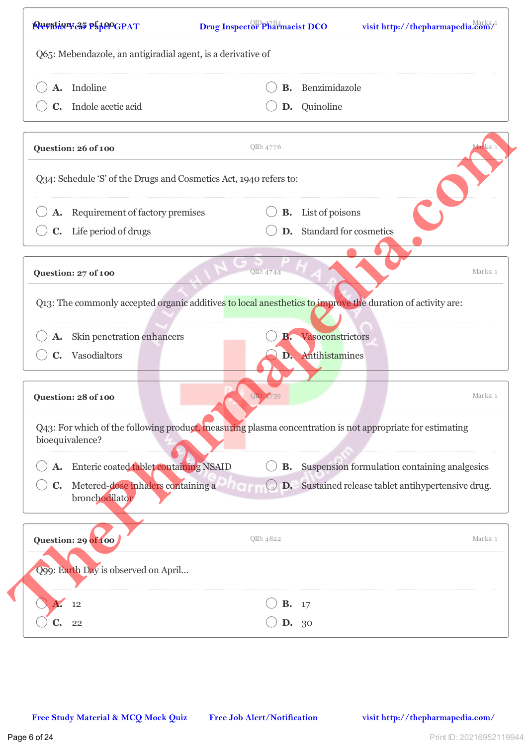**Question: 25 of 100** QID: 4784 Marks: 1

Q65: Mebendazole, an antigiradial agent, is a derivative of

- A. Indoline
- B. Benzimidazole
- C. Indole acetic acid
- D. Quinoline

**Question: 26 of 100** QID: 4776 Marks: 1

Q34: Schedule 'S' of the Drugs and Cosmetics Act, 1940 refers to:

- A. Requirement of factory premises
- B. List of poisons
- C. Life period of drugs
- D. Standard for cosmetics

**Question: 27 of 100** QID: 4744 Marks: 1

Q13: The commonly accepted organic additives to local anesthetics to improve the duration of activity are:

- A. Skin penetration enhancers
- B. Vasoconstrictors
- C. Vasodialtors
- D. Antihistamines

**Question: 28 of 100** QID: 4759 Marks: 1

Q43: For which of the following product, measuring plasma concentration is not appropriate for estimating bioequivalence?

- A. Enteric coated tablet containing NSAID
- B. Suspension formulation containing analgesics
- C. Metered-dose inhalers containing a bronchodilator
- D. Sustained release tablet antihypertensive drug.

**Question: 29 of 100** QID: 4822 Marks: 1

Q99: Earth Day is observed on April...

- A. 12
- B. 17
- C. 22
- D. 30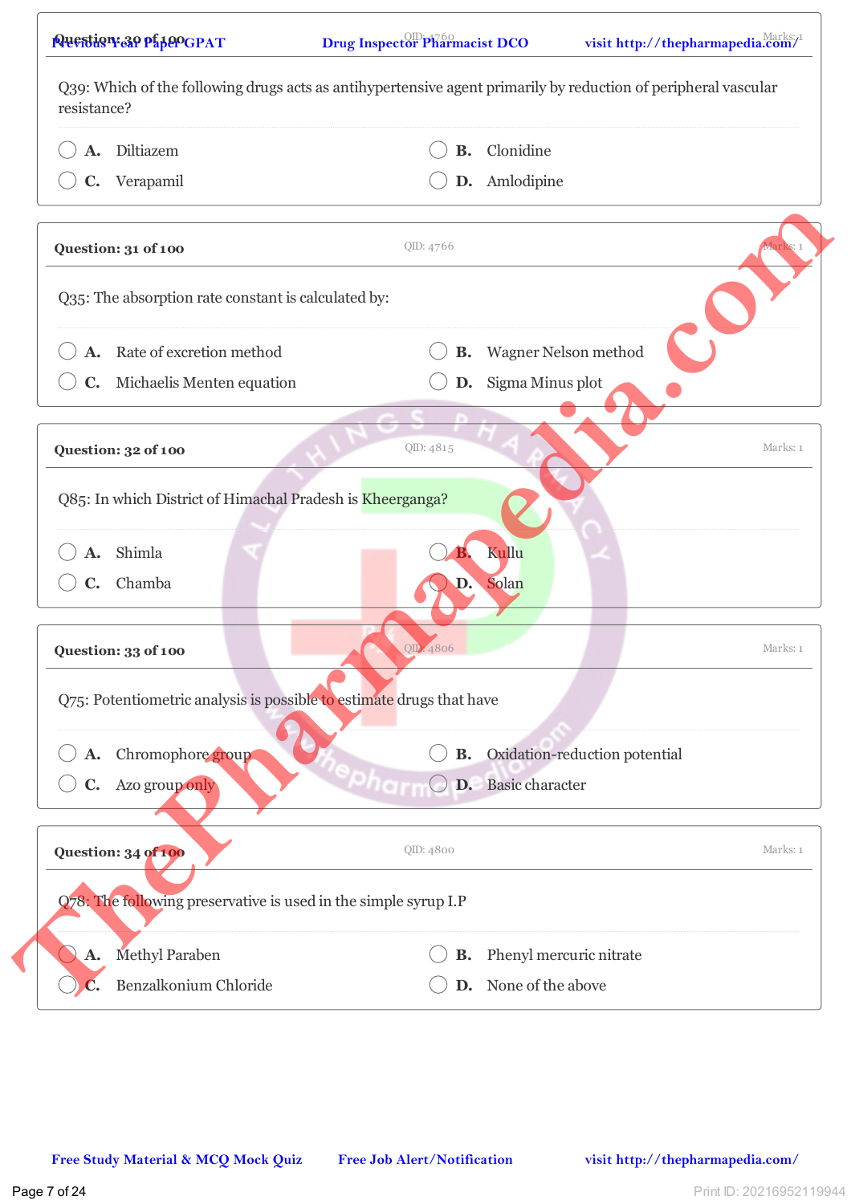**Question: 30 of 100** QID: 4760 Marks: 1

Q39: Which of the following drugs acts as antihypertensive agent primarily by reduction of peripheral vascular resistance?

- **A.** Diltiazem
- **B.** Clonidine
- **C.** Verapamil
- **D.** Amlodipine

**Question: 31 of 100** QID: 4766 Marks: 1

Q35: The absorption rate constant is calculated by:

- **A.** Rate of excretion method
- **B.** Wagner Nelson method
- **C.** Michaelis Menten equation
- **D.** Sigma Minus plot

**Question: 32 of 100** QID: 4815 Marks: 1

Q85: In which District of Himachal Pradesh is Kheerganga?

- **A.** Shimla
- **B.** Kullu
- **C.** Chamba
- **D.** Solan

**Question: 33 of 100** QID: 4806 Marks: 1

Q75: Potentiometric analysis is possible to estimate drugs that have

- **A.** Chromophore group
- **B.** Oxidation-reduction potential
- **C.** Azo group only
- **D.** Basic character

**Question: 34 of 100** QID: 4800 Marks: 1

Q78: The following preservative is used in the simple syrup I.P

- **A.** Methyl Paraben
- **B.** Phenyl mercuric nitrate
- **C.** Benzalkonium Chloride
- **D.** None of the above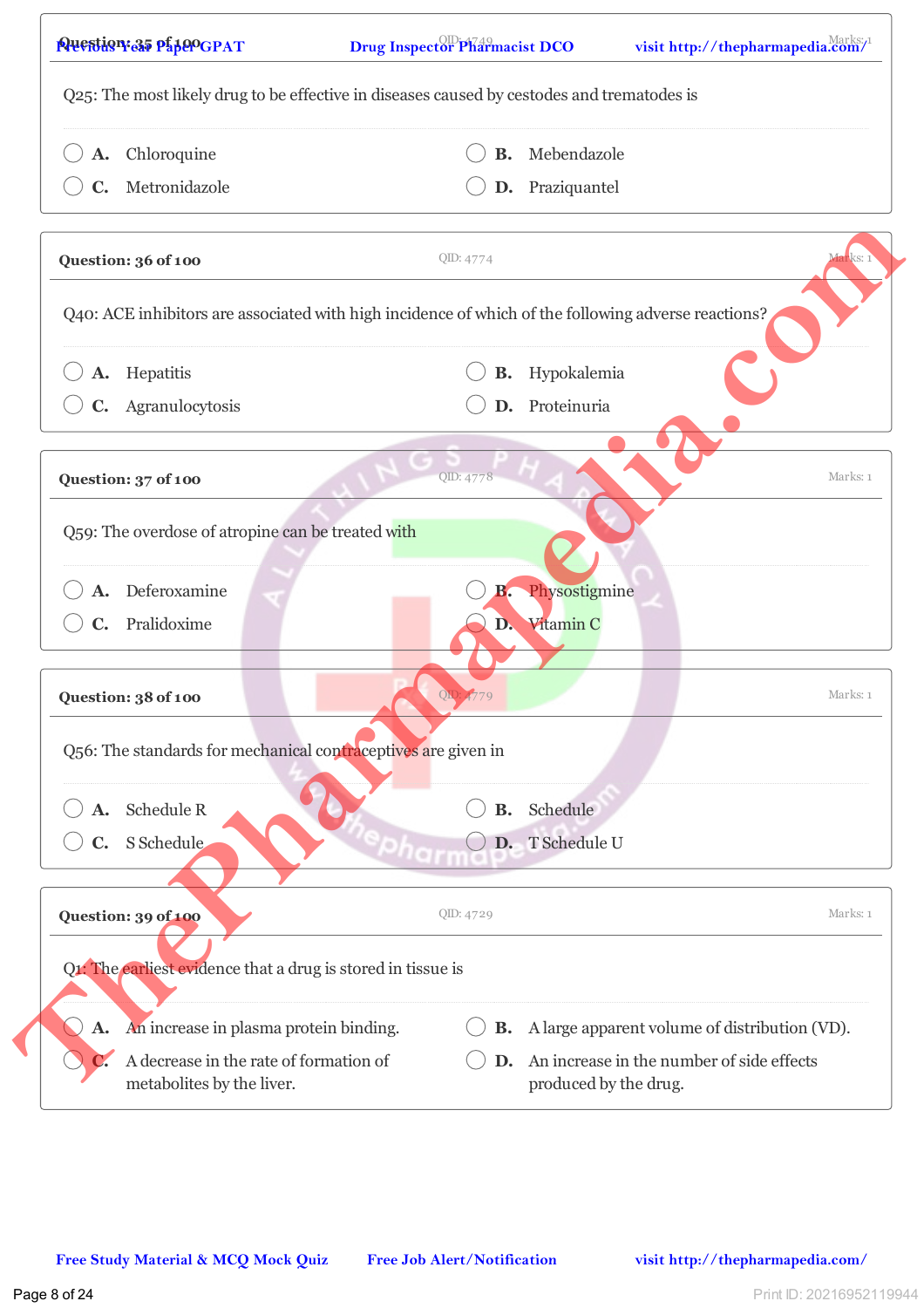**Question: 35 of 100** QID: 4749 Marks: 1

Q25: The most likely drug to be effective in diseases caused by cestodes and trematodes is

- A. Chloroquine
- B. Mebendazole
- C. Metronidazole
- D. Praziquantel

**Question: 36 of 100** QID: 4774 Marks: 1

Q40: ACE inhibitors are associated with high incidence of which of the following adverse reactions?

- A. Hepatitis
- B. Hypokalemia
- C. Agranulocytosis
- D. Proteinuria

**Question: 37 of 100** QID: 4778 Marks: 1

Q59: The overdose of atropine can be treated with

- A. Deferoxamine
- B. Physostigmine
- C. Pralidoxime
- D. Vitamin C

**Question: 38 of 100** QID: 4779 Marks: 1

Q56: The standards for mechanical contraceptives are given in

- A. Schedule R
- B. Schedule
- C. S Schedule
- D. T Schedule U

**Question: 39 of 100** QID: 4729 Marks: 1

Q1: The earliest evidence that a drug is stored in tissue is

- A. An increase in plasma protein binding.
- B. A large apparent volume of distribution (VD).
- C. A decrease in the rate of formation of metabolites by the liver.
- D. An increase in the number of side effects produced by the drug.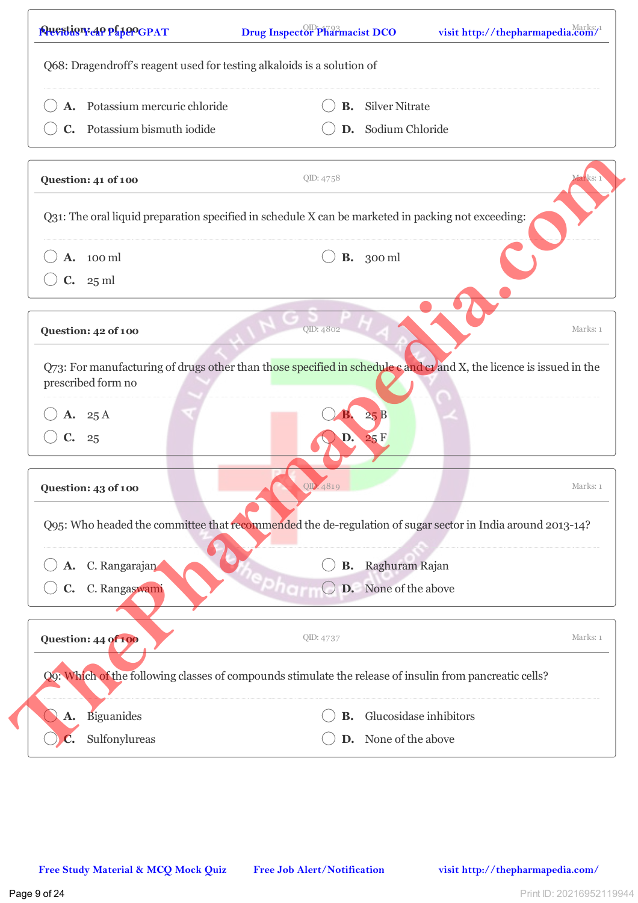**Question: 40 of 100** QID: 4792 Marks: 1

Q68: Dragendroff's reagent used for testing alkaloids is a solution of

- A. Potassium mercuric chloride
- B. Silver Nitrate
- C. Potassium bismuth iodide
- D. Sodium Chloride

**Question: 41 of 100** QID: 4758 Marks: 1

Q31: The oral liquid preparation specified in schedule X can be marketed in packing not exceeding:

- A. 100 ml
- B. 300 ml
- C. 25 ml

**Question: 42 of 100** QID: 4802 Marks: 1

Q73: For manufacturing of drugs other than those specified in schedule c and c1 and X, the licence is issued in the prescribed form no

- A. 25 A
- B. 25 B
- C. 25
- D. 25 F

**Question: 43 of 100** QID: 4819 Marks: 1

Q95: Who headed the committee that recommended the de-regulation of sugar sector in India around 2013-14?

- A. C. Rangarajan
- B. Raghuram Rajan
- C. C. Rangaswami
- D. None of the above

**Question: 44 of 100** QID: 4737 Marks: 1

Q9: Which of the following classes of compounds stimulate the release of insulin from pancreatic cells?

- A. Biguanides
- B. Glucosidase inhibitors
- C. Sulfonylureas
- D. None of the above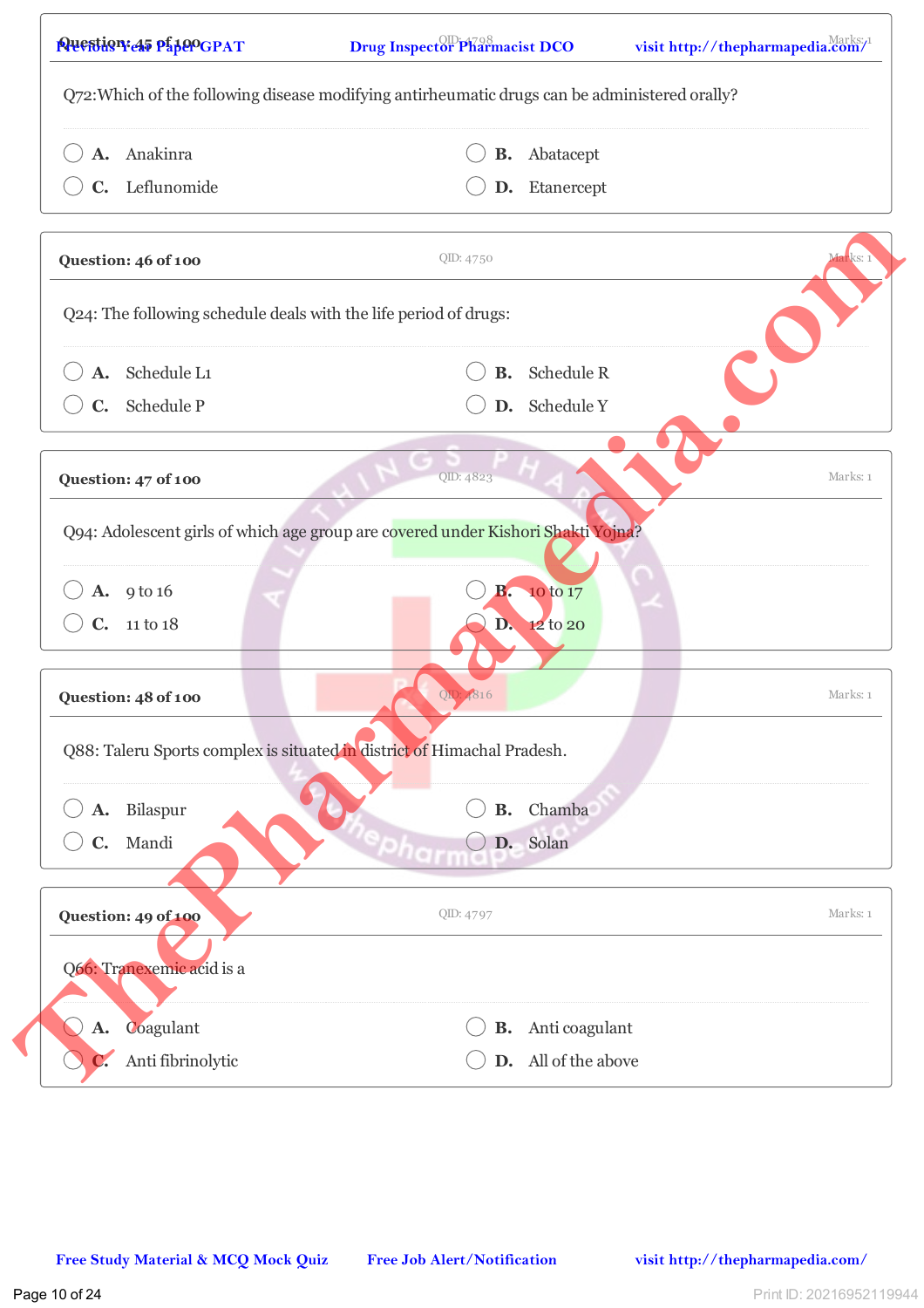**Question: 45 of 100** QID: 4798 Marks: 1

Q72:Which of the following disease modifying antirheumatic drugs can be administered orally?

- A. Anakinra
- B. Abatacept
- C. Leflunomide
- D. Etanercept

**Question: 46 of 100** QID: 4750 Marks: 1

Q24: The following schedule deals with the life period of drugs:

- A. Schedule L1
- B. Schedule R
- C. Schedule P
- D. Schedule Y

**Question: 47 of 100** QID: 4823 Marks: 1

Q94: Adolescent girls of which age group are covered under Kishori Shakti Yojna?

- A. 9 to 16
- B. 10 to 17
- C. 11 to 18
- D. 12 to 20

**Question: 48 of 100** QID: 4816 Marks: 1

Q88: Taleru Sports complex is situated in district of Himachal Pradesh.

- A. Bilaspur
- B. Chamba
- C. Mandi
- D. Solan

**Question: 49 of 100** QID: 4797 Marks: 1

Q66: Tranexemic acid is a

- A. Coagulant
- B. Anti coagulant
- C. Anti fibrinolytic
- D. All of the above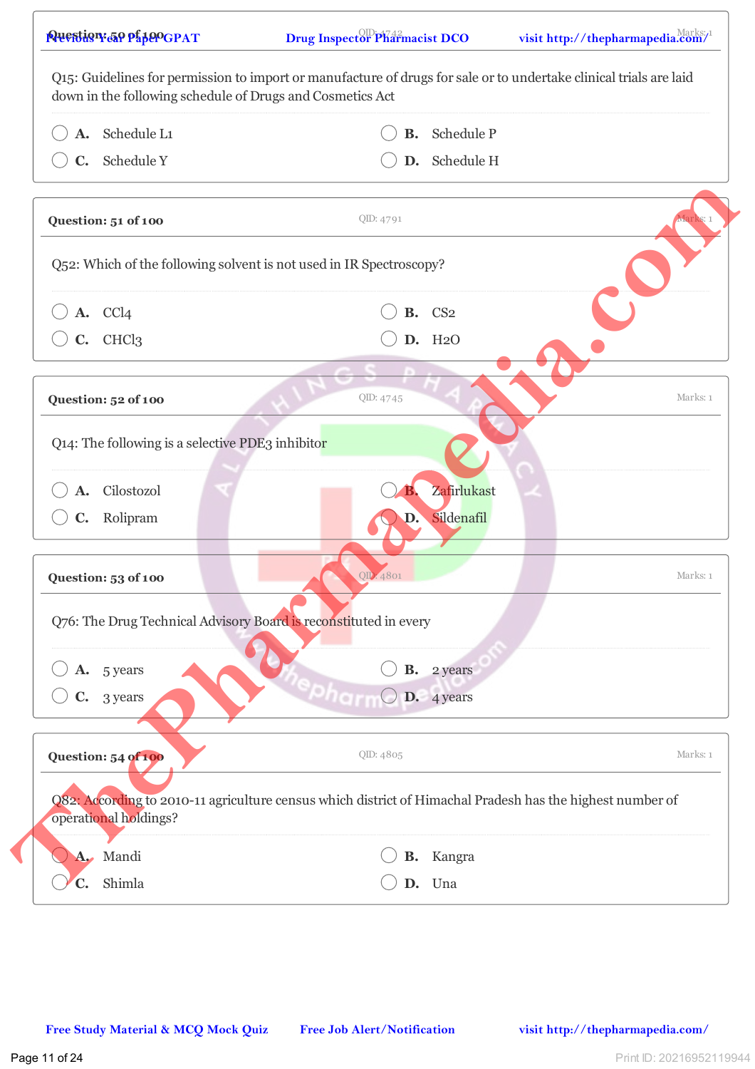**Question: 50 of 100** QID: 4742 Marks: 1

Q15: Guidelines for permission to import or manufacture of drugs for sale or to undertake clinical trials are laid down in the following schedule of Drugs and Cosmetics Act

- A. Schedule L1
- B. Schedule P
- C. Schedule Y
- D. Schedule H

**Question: 51 of 100** QID: 4791 Marks: 1

Q52: Which of the following solvent is not used in IR Spectroscopy?

- A. $CCl_4$
- B. $CS_2$
- C. $CHCl_3$
- D. $H_2O$

**Question: 52 of 100** QID: 4745 Marks: 1

Q14: The following is a selective PDE3 inhibitor

- A. Cilostozol
- B. Zafirlukast
- C. Rolipram
- D. Sildenafil

**Question: 53 of 100** QID: 4801 Marks: 1

Q76: The Drug Technical Advisory Board is reconstituted in every

- A. 5 years
- B. 2 years
- C. 3 years
- D. 4 years

**Question: 54 of 100** QID: 4805 Marks: 1

Q82: According to 2010-11 agriculture census which district of Himachal Pradesh has the highest number of operational holdings?

- A. Mandi
- B. Kangra
- C. Shimla
- D. Una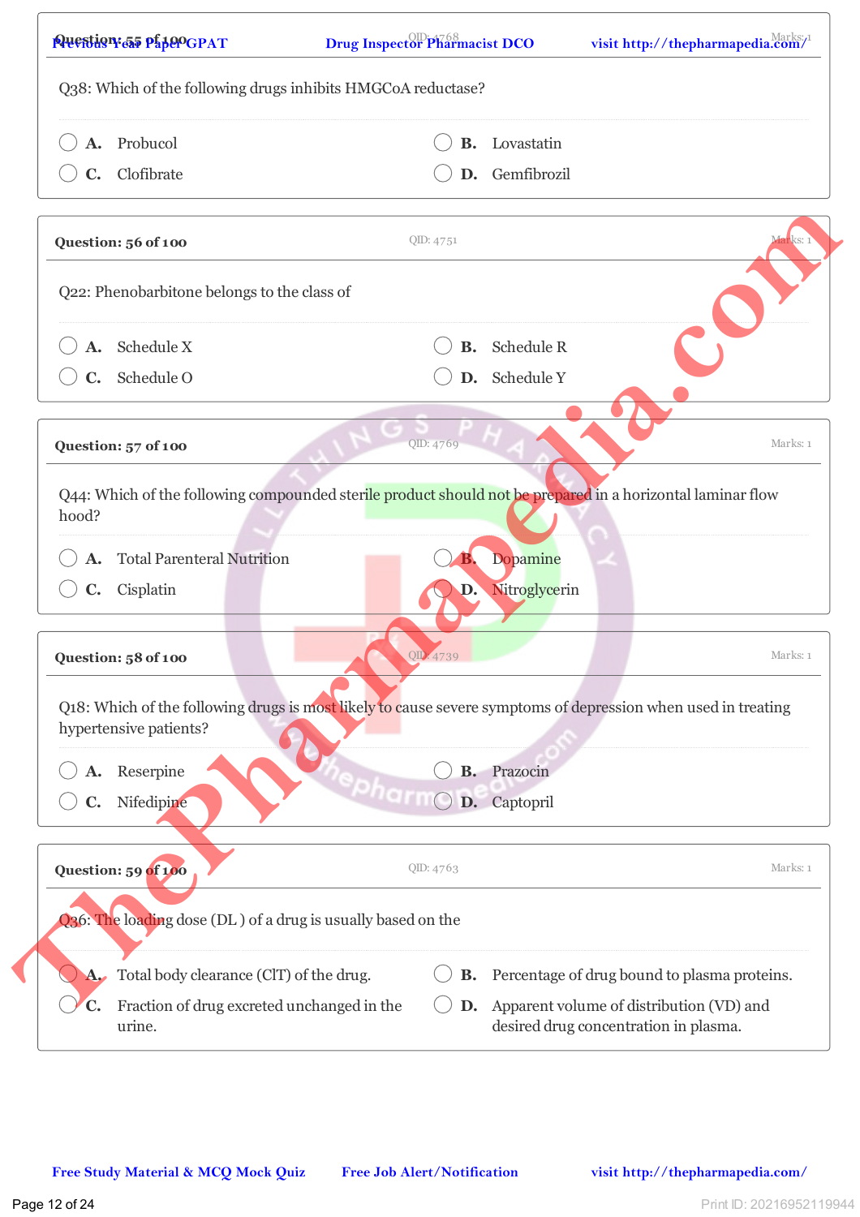**Question: 55 of 100** QID: 4768 Marks: 1

Q38: Which of the following drugs inhibits HMGCoA reductase?

- A. Probucol
- B. Lovastatin
- C. Clofibrate
- D. Gemfibrozil

**Question: 56 of 100** QID: 4751 Marks: 1

Q22: Phenobarbitone belongs to the class of

- A. Schedule X
- B. Schedule R
- C. Schedule O
- D. Schedule Y

**Question: 57 of 100** QID: 4769 Marks: 1

Q44: Which of the following compounded sterile product should not be prepared in a horizontal laminar flow hood?

- A. Total Parenteral Nutrition
- B. Dopamine
- C. Cisplatin
- D. Nitroglycerin

**Question: 58 of 100** QID: 4739 Marks: 1

Q18: Which of the following drugs is most likely to cause severe symptoms of depression when used in treating hypertensive patients?

- A. Reserpine
- B. Prazocin
- C. Nifedipine
- D. Captopril

**Question: 59 of 100** QID: 4763 Marks: 1

Q36: The loading dose (DL ) of a drug is usually based on the

- A. Total body clearance (ClT) of the drug.
- B. Percentage of drug bound to plasma proteins.
- C. Fraction of drug excreted unchanged in the urine.
- D. Apparent volume of distribution (VD) and desired drug concentration in plasma.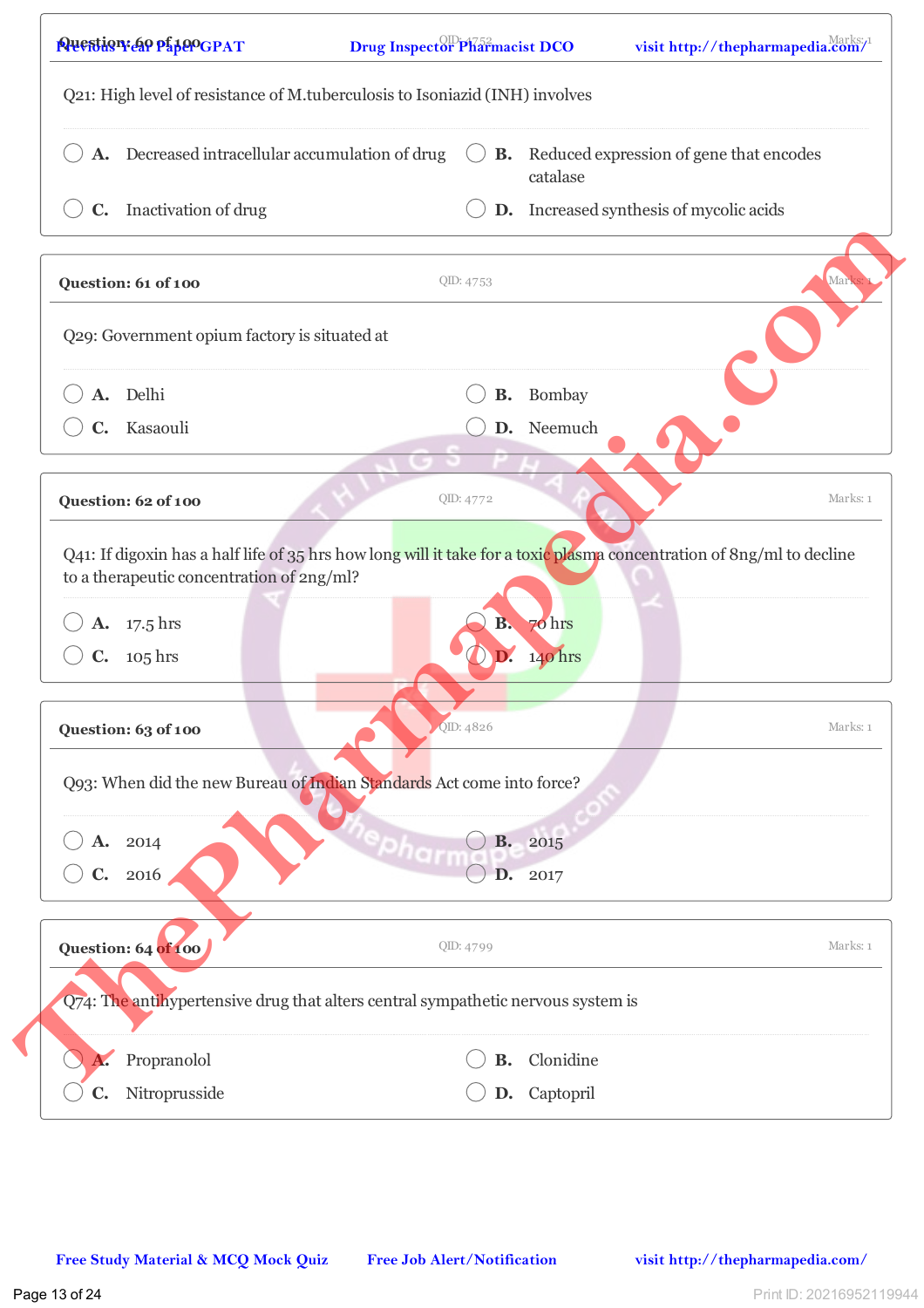**Question: 60 of 100** QID: 4752 Marks: 1

Q21: High level of resistance of M.tuberculosis to Isoniazid (INH) involves

- **A.** Decreased intracellular accumulation of drug
- **B.** Reduced expression of gene that encodes catalase
- **C.** Inactivation of drug
- **D.** Increased synthesis of mycolic acids

**Question: 61 of 100** QID: 4753 Marks: 1

Q29: Government opium factory is situated at

- **A.** Delhi
- **B.** Bombay
- **C.** Kasaouli
- **D.** Neemuch

**Question: 62 of 100** QID: 4772 Marks: 1

Q41: If digoxin has a half life of 35 hrs how long will it take for a toxic plasma concentration of 8ng/ml to decline to a therapeutic concentration of 2ng/ml?

- **A.** 17.5 hrs
- **B.** 70 hrs
- **C.** 105 hrs
- **D.** 140 hrs

**Question: 63 of 100** QID: 4826 Marks: 1

Q93: When did the new Bureau of Indian Standards Act come into force?

- **A.** 2014
- **B.** 2015
- **C.** 2016
- **D.** 2017

**Question: 64 of 100** QID: 4799 Marks: 1

Q74: The antihypertensive drug that alters central sympathetic nervous system is

- **A.** Propranolol
- **B.** Clonidine
- **C.** Nitroprusside
- **D.** Captopril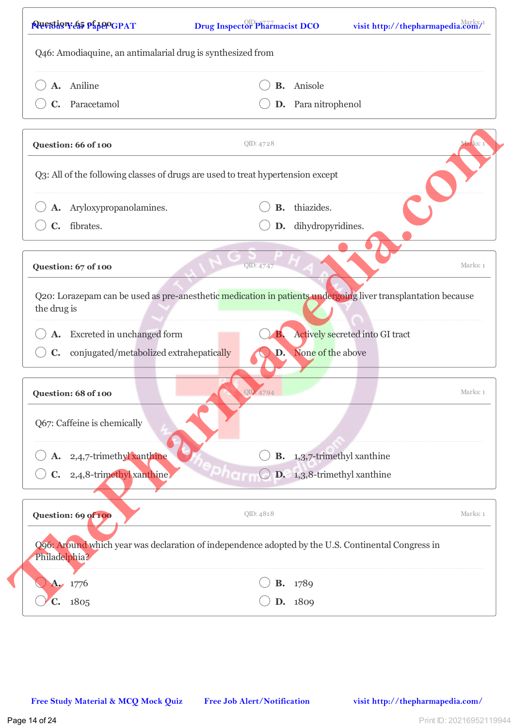**Question: 65 of 100** QID: 4777 Marks: 1

Q46: Amodiaquine, an antimalarial drug is synthesized from

- A. Aniline
- B. Anisole
- C. Paracetamol
- D. Para nitrophenol

**Question: 66 of 100** QID: 4728 Marks: 1

Q3: All of the following classes of drugs are used to treat hypertension except

- A. Aryloxypropanolamines.
- B. thiazides.
- C. fibrates.
- D. dihydropyridines.

**Question: 67 of 100** QID: 4747 Marks: 1

Q20: Lorazepam can be used as pre-anesthetic medication in patients undergoing liver transplantation because the drug is

- A. Excreted in unchanged form
- B. Actively secreted into GI tract
- C. conjugated/metabolized extrahepatically
- D. None of the above

**Question: 68 of 100** QID: 4794 Marks: 1

Q67: Caffeine is chemically

- A. 2,4,7-trimethyl xanthine
- B. 1,3,7-trimethyl xanthine
- C. 2,4,8-trimethyl xanthine
- D. 1,3,8-trimethyl xanthine

**Question: 69 of 100** QID: 4818 Marks: 1

Q96: Around which year was declaration of independence adopted by the U.S. Continental Congress in Philadelphia?

- A. 1776
- B. 1789
- C. 1805
- D. 1809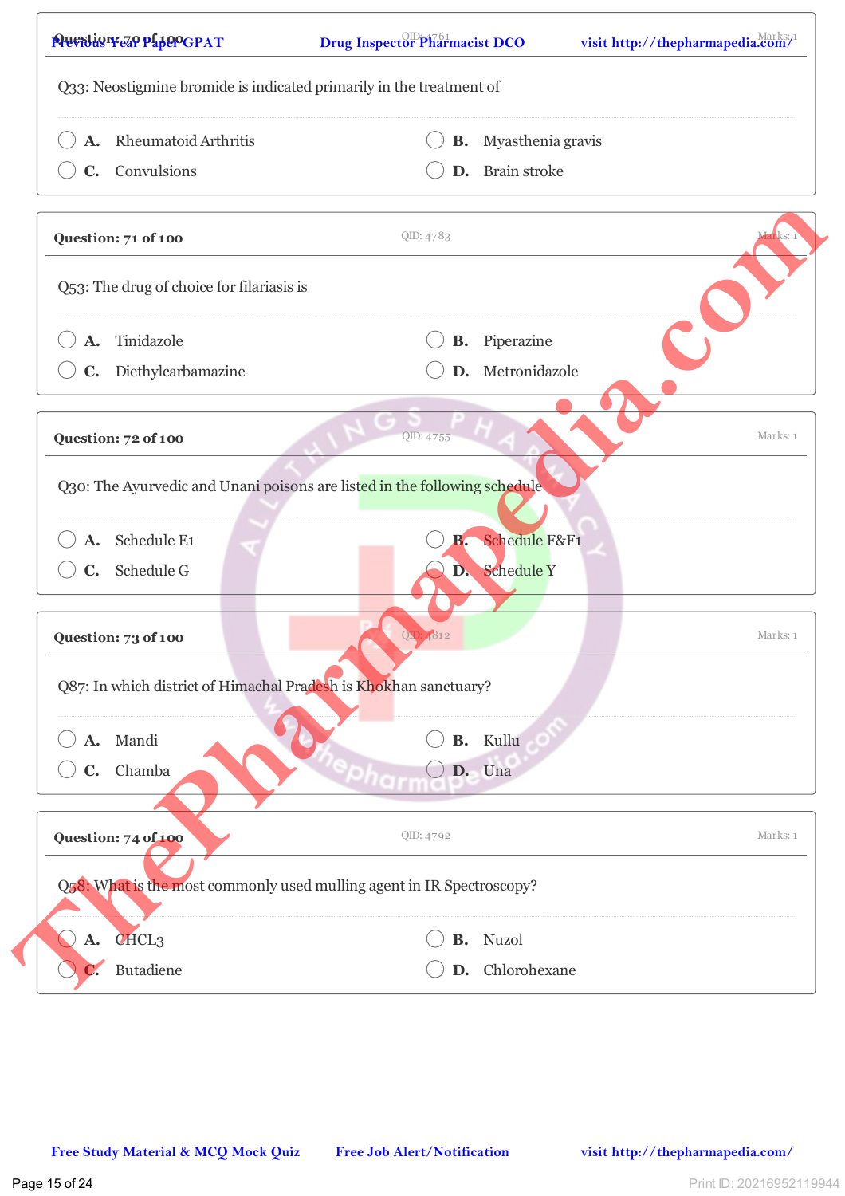**Question: 70 of 100** QID: 4761 Marks: 1

Q33: Neostigmine bromide is indicated primarily in the treatment of

- A. Rheumatoid Arthritis
- B. Myasthenia gravis
- C. Convulsions
- D. Brain stroke

**Question: 71 of 100** QID: 4783 Marks: 1

Q53: The drug of choice for filariasis is

- A. Tinidazole
- B. Piperazine
- C. Diethylcarbamazine
- D. Metronidazole

**Question: 72 of 100** QID: 4755 Marks: 1

Q30: The Ayurvedic and Unani poisons are listed in the following schedule

- A. Schedule E1
- B. Schedule F&F1
- C. Schedule G
- D. Schedule Y

**Question: 73 of 100** QID: 4812 Marks: 1

Q87: In which district of Himachal Pradesh is Khokhan sanctuary?

- A. Mandi
- B. Kullu
- C. Chamba
- D. Una

**Question: 74 of 100** QID: 4792 Marks: 1

Q58: What is the most commonly used mulling agent in IR Spectroscopy?

- A. CHCL3
- B. Nuzol
- C. Butadiene
- D. Chlorohexane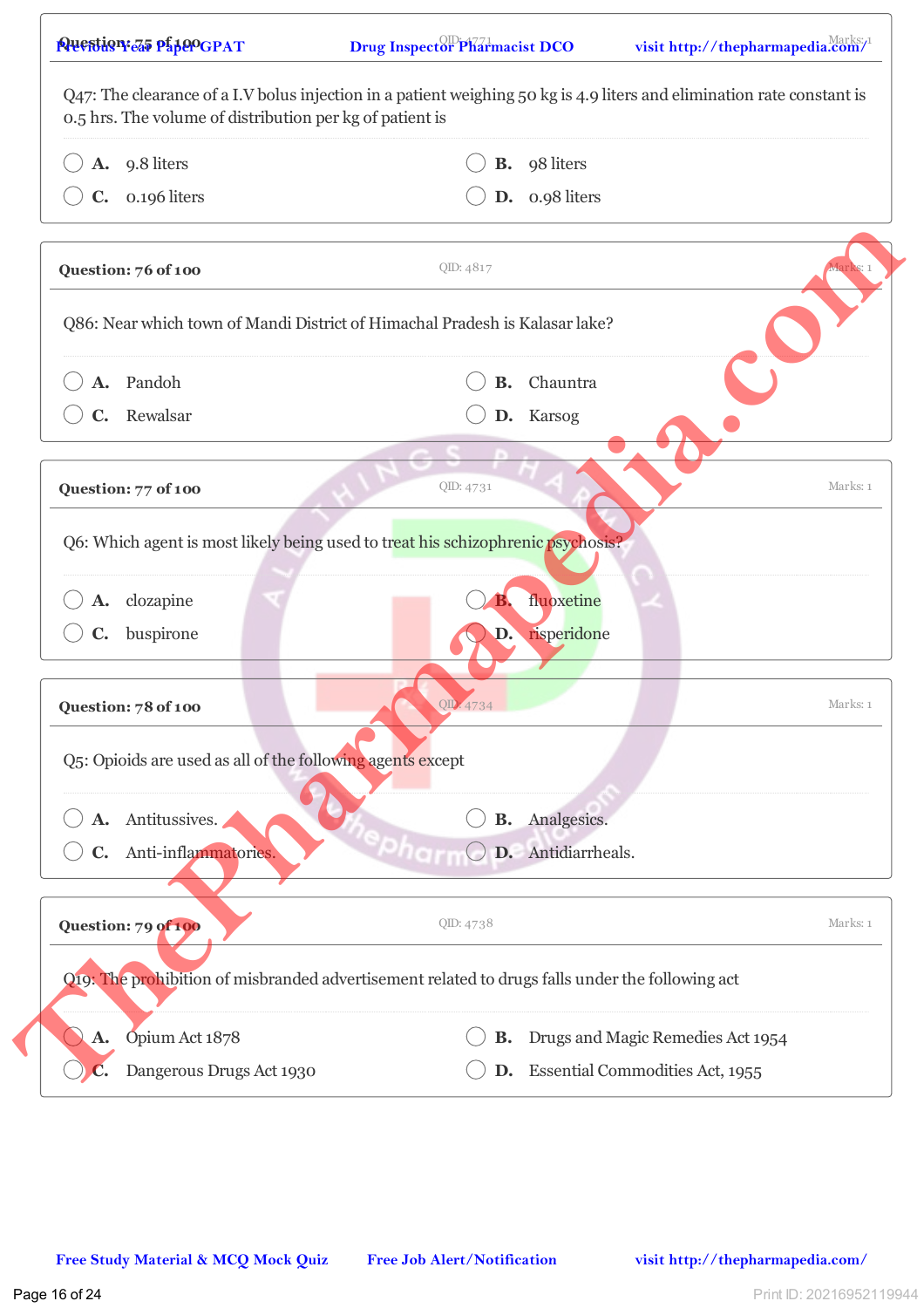**Question: 75 of 100** QID: 4771 Marks: 1

Q47: The clearance of a I.V bolus injection in a patient weighing 50 kg is 4.9 liters and elimination rate constant is 0.5 hrs. The volume of distribution per kg of patient is

- A. 9.8 liters
- B. 98 liters
- C. 0.196 liters
- D. 0.98 liters

**Question: 76 of 100** QID: 4817 Marks: 1

Q86: Near which town of Mandi District of Himachal Pradesh is Kalasar lake?

- A. Pandoh
- B. Chauntra
- C. Rewalsar
- D. Karsog

**Question: 77 of 100** QID: 4731 Marks: 1

Q6: Which agent is most likely being used to treat his schizophrenic psychosis?

- A. clozapine
- B. fluoxetine
- C. buspirone
- D. risperidone

**Question: 78 of 100** QID: 4734 Marks: 1

Q5: Opioids are used as all of the following agents except

- A. Antitussives.
- B. Analgesics.
- C. Anti-inflammatories.
- D. Antidiarrheals.

**Question: 79 of 100** QID: 4738 Marks: 1

Q19: The prohibition of misbranded advertisement related to drugs falls under the following act

- A. Opium Act 1878
- B. Drugs and Magic Remedies Act 1954
- C. Dangerous Drugs Act 1930
- D. Essential Commodities Act, 1955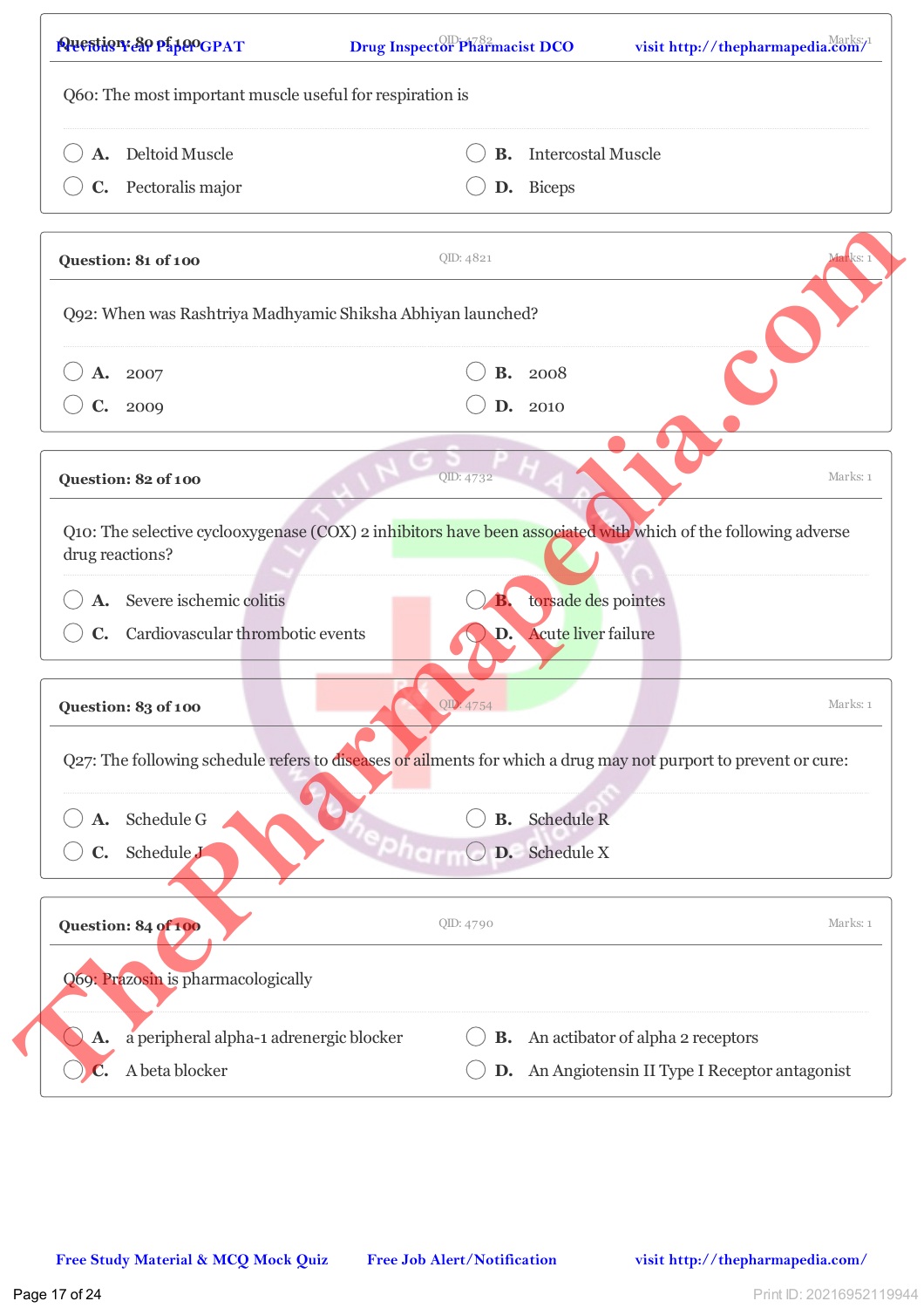**Question: 80 of 100** QID: 4782 Marks: 1

Q60: The most important muscle useful for respiration is

- A. Deltoid Muscle
- B. Intercostal Muscle
- C. Pectoralis major
- D. Biceps

**Question: 81 of 100** QID: 4821 Marks: 1

Q92: When was Rashtriya Madhyamic Shiksha Abhiyan launched?

- A. 2007
- B. 2008
- C. 2009
- D. 2010

**Question: 82 of 100** QID: 4732 Marks: 1

Q10: The selective cyclooxygenase (COX) 2 inhibitors have been associated with which of the following adverse drug reactions?

- A. Severe ischemic colitis
- B. torsade des pointes
- C. Cardiovascular thrombotic events
- D. Acute liver failure

**Question: 83 of 100** QID: 4754 Marks: 1

Q27: The following schedule refers to diseases or ailments for which a drug may not purport to prevent or cure:

- A. Schedule G
- B. Schedule R
- C. Schedule J
- D. Schedule X

**Question: 84 of 100** QID: 4790 Marks: 1

Q69: Prazosin is pharmacologically

- A. a peripheral alpha-1 adrenergic blocker
- B. An actibator of alpha 2 receptors
- C. A beta blocker
- D. An Angiotensin II Type I Receptor antagonist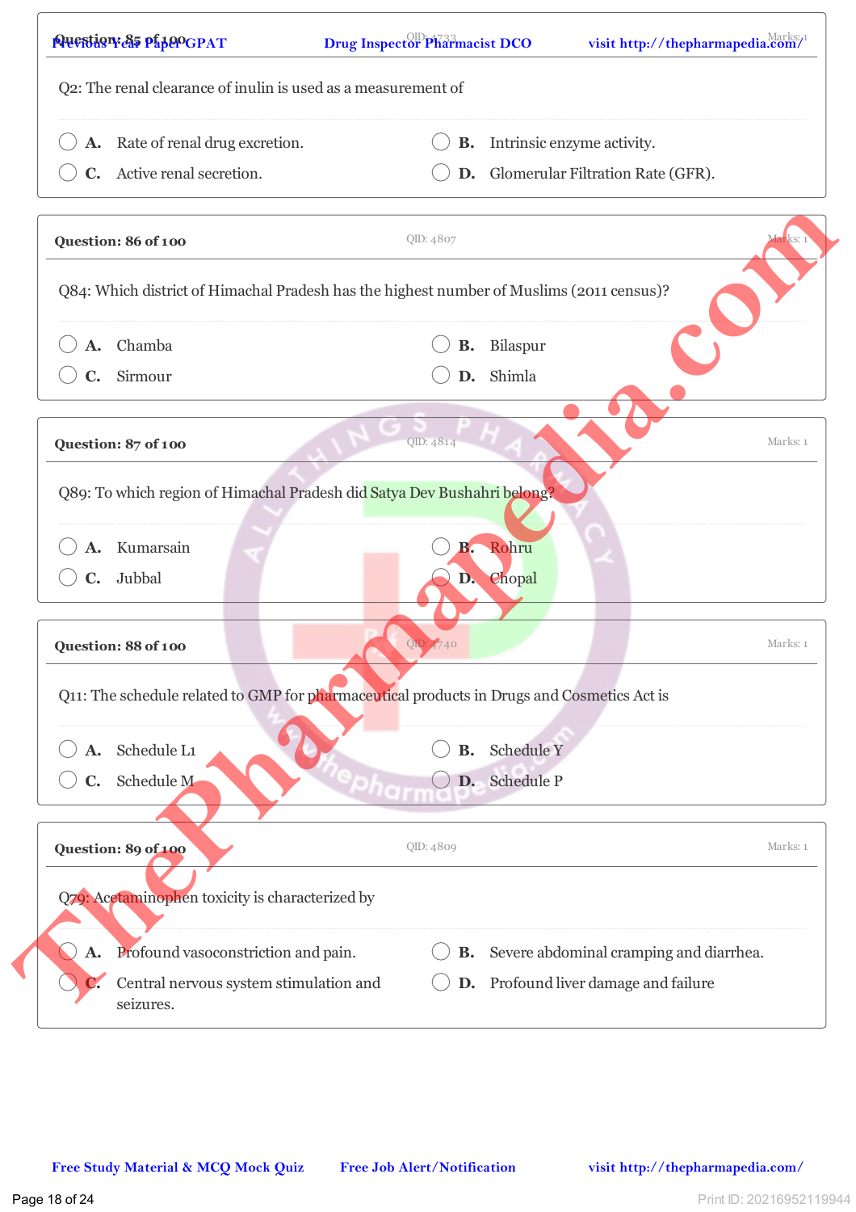**Question: 85 of 100** QID: 4733 Marks: 1

Q2: The renal clearance of inulin is used as a measurement of

- A. Rate of renal drug excretion.
- B. Intrinsic enzyme activity.
- C. Active renal secretion.
- D. Glomerular Filtration Rate (GFR).

**Question: 86 of 100** QID: 4807 Marks: 1

Q84: Which district of Himachal Pradesh has the highest number of Muslims (2011 census)?

- A. Chamba
- B. Bilaspur
- C. Sirmour
- D. Shimla

**Question: 87 of 100** QID: 4814 Marks: 1

Q89: To which region of Himachal Pradesh did Satya Dev Bushahri belong?

- A. Kumarsain
- B. Rohru
- C. Jubbal
- D. Chopal

**Question: 88 of 100** QID: 4740 Marks: 1

Q11: The schedule related to GMP for pharmaceutical products in Drugs and Cosmetics Act is

- A. Schedule L1
- B. Schedule Y
- C. Schedule M
- D. Schedule P

**Question: 89 of 100** QID: 4809 Marks: 1

Q79: Acetaminophen toxicity is characterized by

- A. Profound vasoconstriction and pain.
- B. Severe abdominal cramping and diarrhea.
- C. Central nervous system stimulation and seizures.
- D. Profound liver damage and failure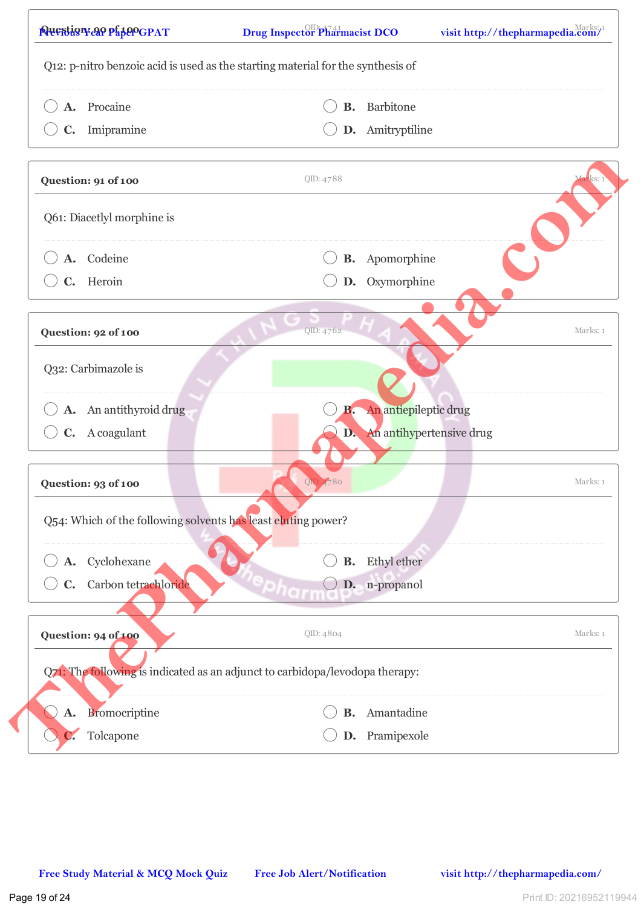**Question: 90 of 100** QID: 4741 Marks: 1

Q12: p-nitro benzoic acid is used as the starting material for the synthesis of

- A. Procaine
- B. Barbitone
- C. Imipramine
- D. Amitryptiline

**Question: 91 of 100** QID: 4788 Marks: 1

Q61: Diacetlyl morphine is

- A. Codeine
- B. Apomorphine
- C. Heroin
- D. Oxymorphine

**Question: 92 of 100** QID: 4762 Marks: 1

Q32: Carbimazole is

- A. An antithyroid drug
- B. An antiepileptic drug
- C. A coagulant
- D. An antihypertensive drug

**Question: 93 of 100** QID: 4780 Marks: 1

Q54: Which of the following solvents has least eluting power?

- A. Cyclohexane
- B. Ethyl ether
- C. Carbon tetrachloride
- D. n-propanol

**Question: 94 of 100** QID: 4804 Marks: 1

Q71: The following is indicated as an adjunct to carbidopa/levodopa therapy:

- A. Bromocriptine
- B. Amantadine
- C. Tolcapone
- D. Pramipexole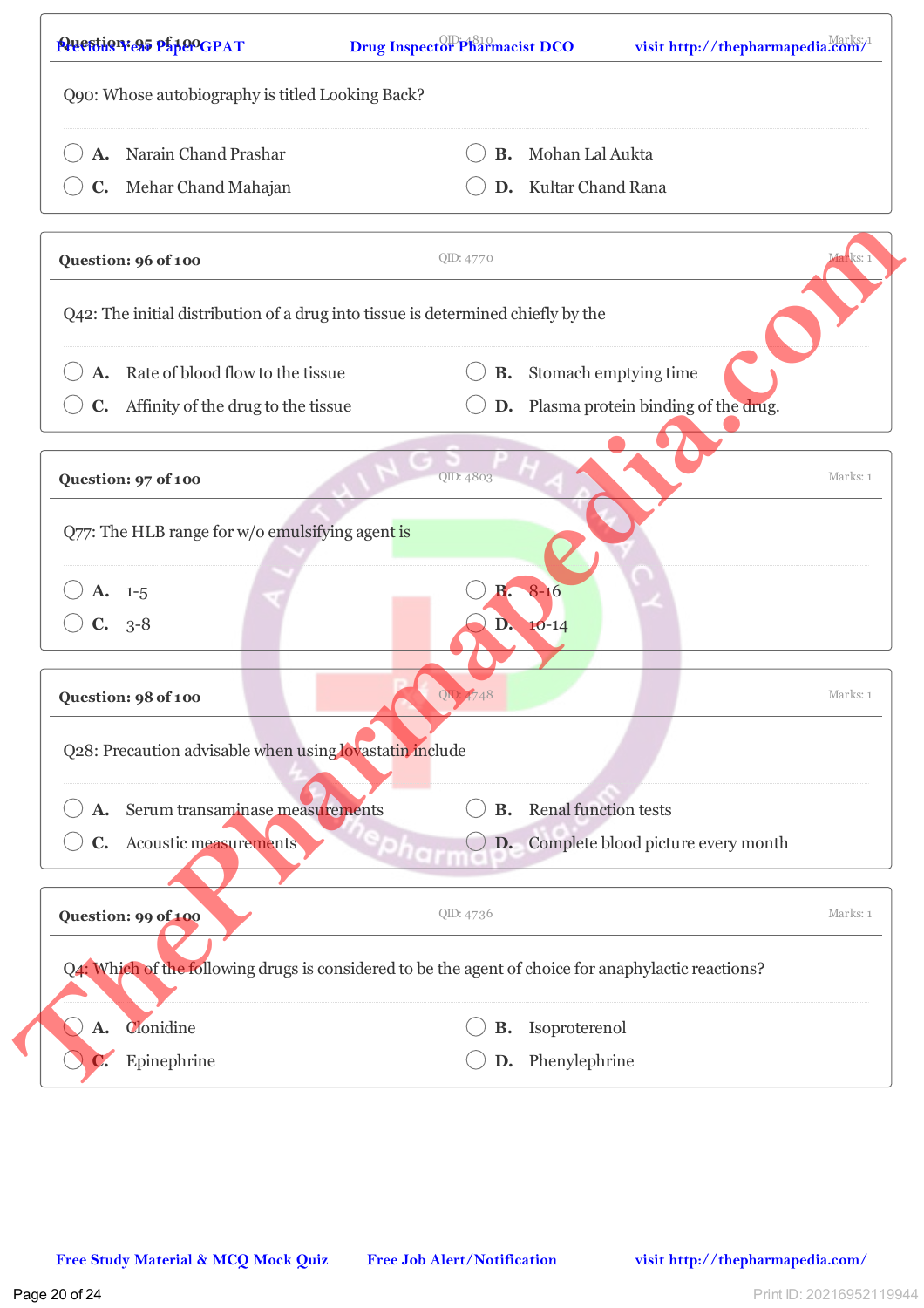**Question: 95 of 100** QID: 4810 Marks: 1

Q90: Whose autobiography is titled Looking Back?

- A. Narain Chand Prashar
- B. Mohan Lal Aukta
- C. Mehar Chand Mahajan
- D. Kultar Chand Rana

**Question: 96 of 100** QID: 4770 Marks: 1

Q42: The initial distribution of a drug into tissue is determined chiefly by the

- A. Rate of blood flow to the tissue
- B. Stomach emptying time
- C. Affinity of the drug to the tissue
- D. Plasma protein binding of the drug.

**Question: 97 of 100** QID: 4803 Marks: 1

Q77: The HLB range for w/o emulsifying agent is

- A. 1-5
- B. 8-16
- C. 3-8
- D. 10-14

**Question: 98 of 100** QID: 4748 Marks: 1

Q28: Precaution advisable when using lovastatin include

- A. Serum transaminase measurements
- B. Renal function tests
- C. Acoustic measurements
- D. Complete blood picture every month

**Question: 99 of 100** QID: 4736 Marks: 1

Q4: Which of the following drugs is considered to be the agent of choice for anaphylactic reactions?

- A. Clonidine
- B. Isoproterenol
- C. Epinephrine
- D. Phenylephrine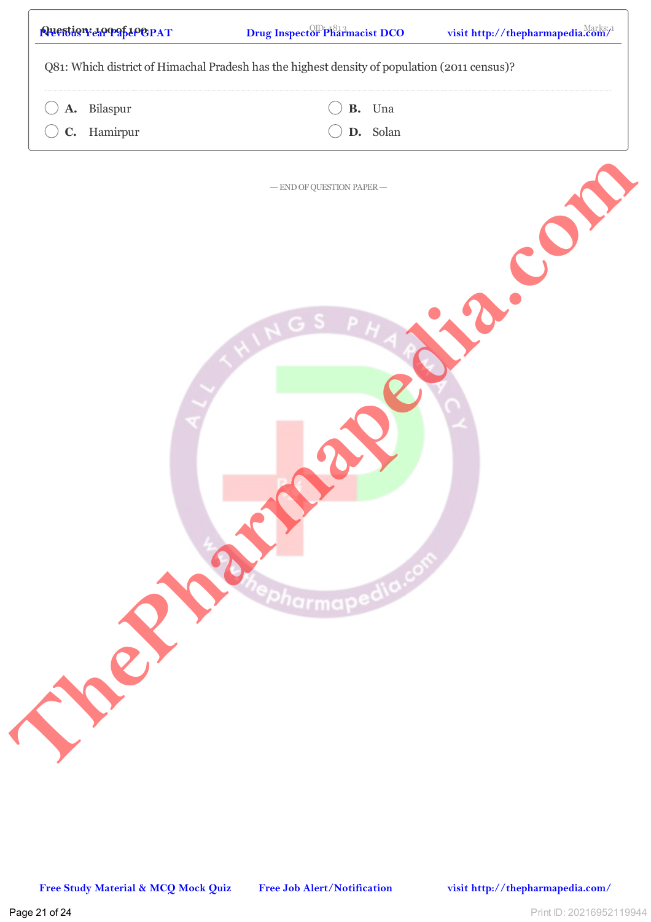Q81: Which district of Himachal Pradesh has the highest density of population (2011 census)?

- A. Bilaspur
- B. Una
- C. Hamirpur
- D. Solan

— END OF QUESTION PAPER —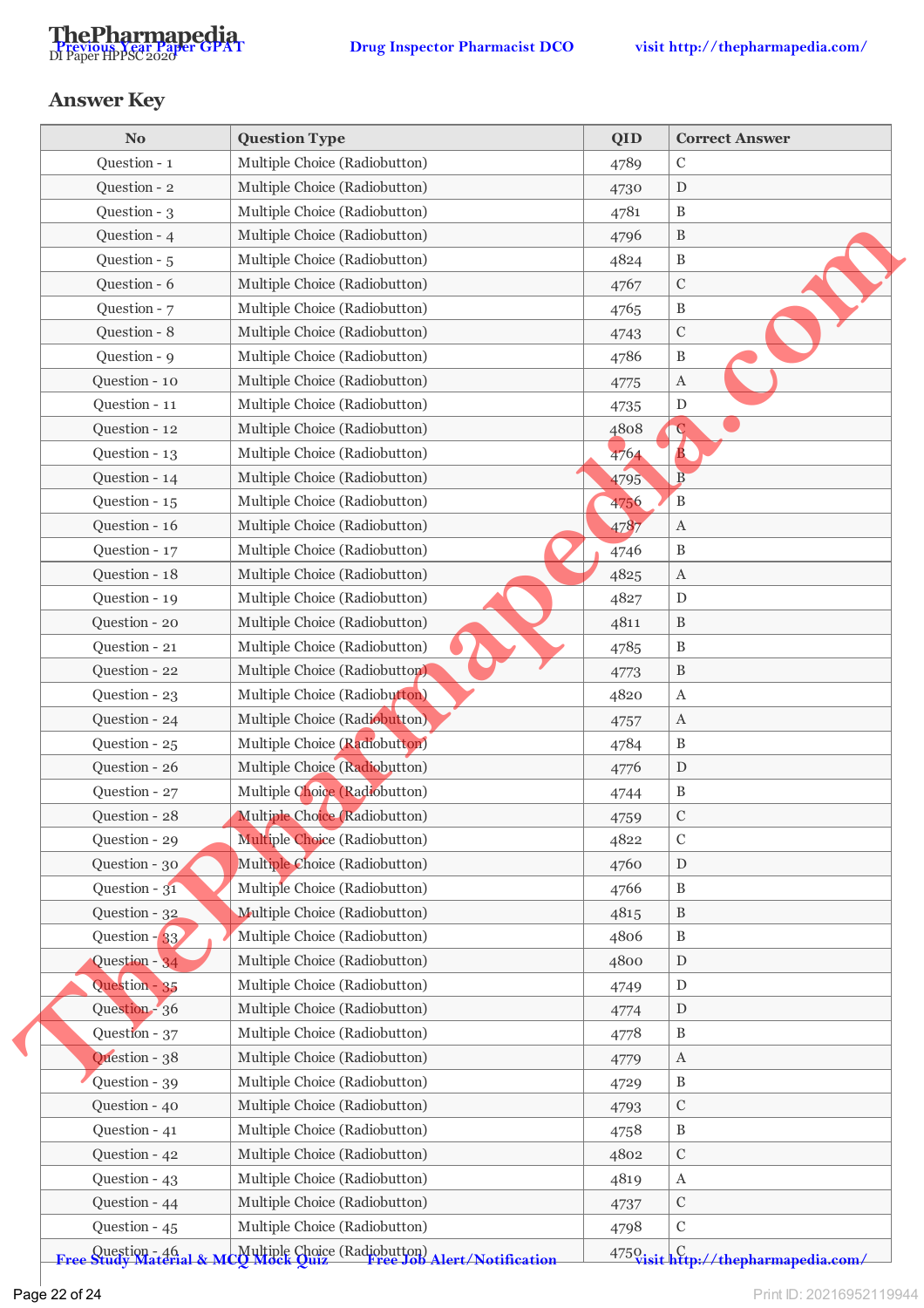## Answer Key

| No | Question Type | QID | Correct Answer |
|---|---|---|---|
| Question - 1 | Multiple Choice (Radiobutton) | 4789 | C |
| Question - 2 | Multiple Choice (Radiobutton) | 4730 | D |
| Question - 3 | Multiple Choice (Radiobutton) | 4781 | B |
| Question - 4 | Multiple Choice (Radiobutton) | 4796 | B |
| Question - 5 | Multiple Choice (Radiobutton) | 4824 | B |
| Question - 6 | Multiple Choice (Radiobutton) | 4767 | C |
| Question - 7 | Multiple Choice (Radiobutton) | 4765 | B |
| Question - 8 | Multiple Choice (Radiobutton) | 4743 | C |
| Question - 9 | Multiple Choice (Radiobutton) | 4786 | B |
| Question - 10 | Multiple Choice (Radiobutton) | 4775 | A |
| Question - 11 | Multiple Choice (Radiobutton) | 4735 | D |
| Question - 12 | Multiple Choice (Radiobutton) | 4808 | C |
| Question - 13 | Multiple Choice (Radiobutton) | 4764 | B |
| Question - 14 | Multiple Choice (Radiobutton) | 4795 | B |
| Question - 15 | Multiple Choice (Radiobutton) | 4756 | B |
| Question - 16 | Multiple Choice (Radiobutton) | 4787 | A |
| Question - 17 | Multiple Choice (Radiobutton) | 4746 | B |
| Question - 18 | Multiple Choice (Radiobutton) | 4825 | A |
| Question - 19 | Multiple Choice (Radiobutton) | 4827 | D |
| Question - 20 | Multiple Choice (Radiobutton) | 4811 | B |
| Question - 21 | Multiple Choice (Radiobutton) | 4785 | B |
| Question - 22 | Multiple Choice (Radiobutton) | 4773 | B |
| Question - 23 | Multiple Choice (Radiobutton) | 4820 | A |
| Question - 24 | Multiple Choice (Radiobutton) | 4757 | A |
| Question - 25 | Multiple Choice (Radiobutton) | 4784 | B |
| Question - 26 | Multiple Choice (Radiobutton) | 4776 | D |
| Question - 27 | Multiple Choice (Radiobutton) | 4744 | B |
| Question - 28 | Multiple Choice (Radiobutton) | 4759 | C |
| Question - 29 | Multiple Choice (Radiobutton) | 4822 | C |
| Question - 30 | Multiple Choice (Radiobutton) | 4760 | D |
| Question - 31 | Multiple Choice (Radiobutton) | 4766 | B |
| Question - 32 | Multiple Choice (Radiobutton) | 4815 | B |
| Question - 33 | Multiple Choice (Radiobutton) | 4806 | B |
| Question - 34 | Multiple Choice (Radiobutton) | 4800 | D |
| Question - 35 | Multiple Choice (Radiobutton) | 4749 | D |
| Question - 36 | Multiple Choice (Radiobutton) | 4774 | D |
| Question - 37 | Multiple Choice (Radiobutton) | 4778 | B |
| Question - 38 | Multiple Choice (Radiobutton) | 4779 | A |
| Question - 39 | Multiple Choice (Radiobutton) | 4729 | B |
| Question - 40 | Multiple Choice (Radiobutton) | 4793 | C |
| Question - 41 | Multiple Choice (Radiobutton) | 4758 | B |
| Question - 42 | Multiple Choice (Radiobutton) | 4802 | C |
| Question - 43 | Multiple Choice (Radiobutton) | 4819 | A |
| Question - 44 | Multiple Choice (Radiobutton) | 4737 | C |
| Question - 45 | Multiple Choice (Radiobutton) | 4798 | C |
| Question - 46 | Multiple Choice (Radiobutton) | 4750 | C |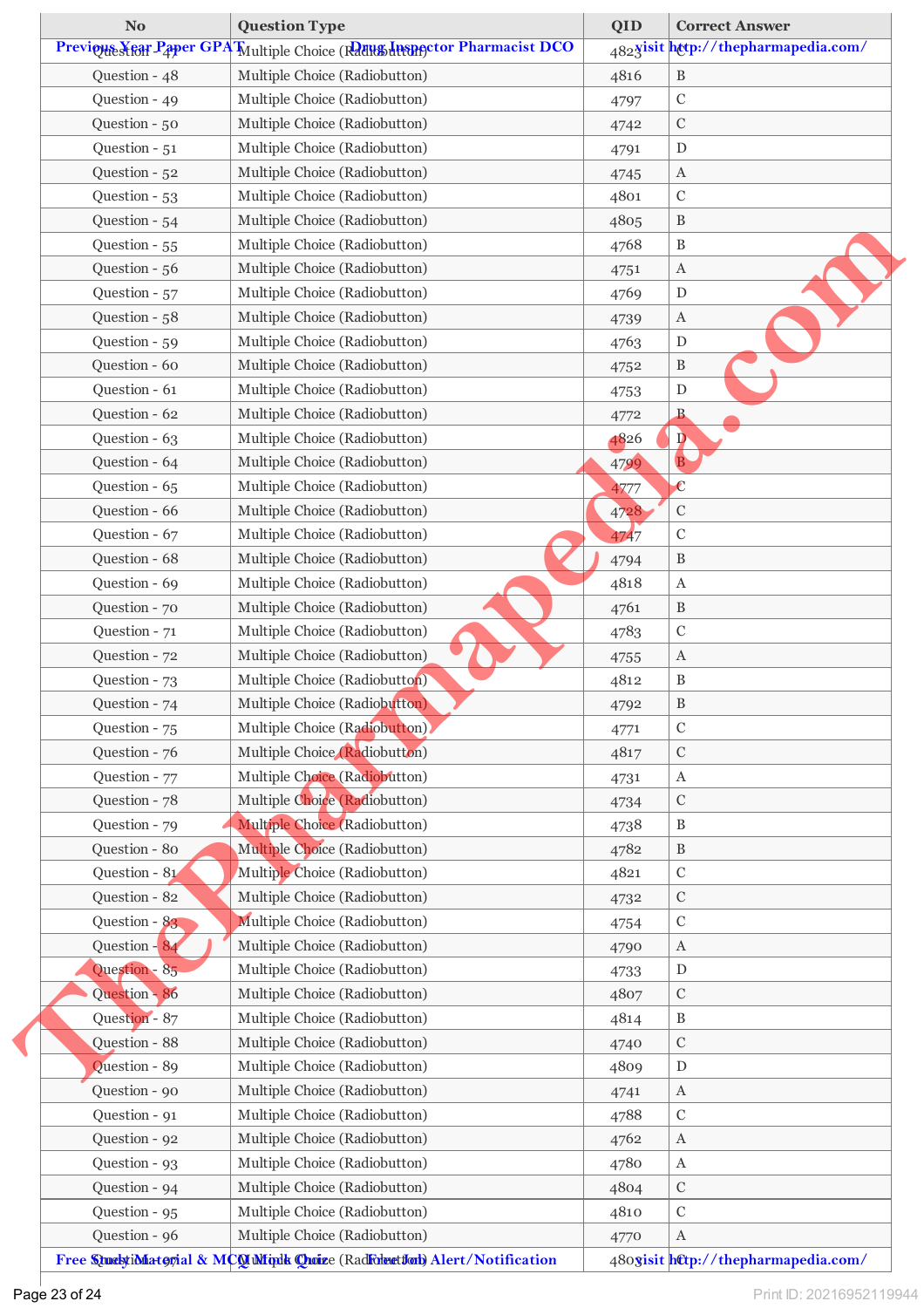| No | Question Type | QID | Correct Answer |
|---|---|---|---|
| Question - 47 | Multiple Choice (Radiobutton) | 4823 | C |
| Question - 48 | Multiple Choice (Radiobutton) | 4816 | B |
| Question - 49 | Multiple Choice (Radiobutton) | 4797 | C |
| Question - 50 | Multiple Choice (Radiobutton) | 4742 | C |
| Question - 51 | Multiple Choice (Radiobutton) | 4791 | D |
| Question - 52 | Multiple Choice (Radiobutton) | 4745 | A |
| Question - 53 | Multiple Choice (Radiobutton) | 4801 | C |
| Question - 54 | Multiple Choice (Radiobutton) | 4805 | B |
| Question - 55 | Multiple Choice (Radiobutton) | 4768 | B |
| Question - 56 | Multiple Choice (Radiobutton) | 4751 | A |
| Question - 57 | Multiple Choice (Radiobutton) | 4769 | D |
| Question - 58 | Multiple Choice (Radiobutton) | 4739 | A |
| Question - 59 | Multiple Choice (Radiobutton) | 4763 | D |
| Question - 60 | Multiple Choice (Radiobutton) | 4752 | B |
| Question - 61 | Multiple Choice (Radiobutton) | 4753 | D |
| Question - 62 | Multiple Choice (Radiobutton) | 4772 | B |
| Question - 63 | Multiple Choice (Radiobutton) | 4826 | D |
| Question - 64 | Multiple Choice (Radiobutton) | 4799 | B |
| Question - 65 | Multiple Choice (Radiobutton) | 4777 | C |
| Question - 66 | Multiple Choice (Radiobutton) | 4728 | C |
| Question - 67 | Multiple Choice (Radiobutton) | 4747 | C |
| Question - 68 | Multiple Choice (Radiobutton) | 4794 | B |
| Question - 69 | Multiple Choice (Radiobutton) | 4818 | A |
| Question - 70 | Multiple Choice (Radiobutton) | 4761 | B |
| Question - 71 | Multiple Choice (Radiobutton) | 4783 | C |
| Question - 72 | Multiple Choice (Radiobutton) | 4755 | A |
| Question - 73 | Multiple Choice (Radiobutton) | 4812 | B |
| Question - 74 | Multiple Choice (Radiobutton) | 4792 | B |
| Question - 75 | Multiple Choice (Radiobutton) | 4771 | C |
| Question - 76 | Multiple Choice (Radiobutton) | 4817 | C |
| Question - 77 | Multiple Choice (Radiobutton) | 4731 | A |
| Question - 78 | Multiple Choice (Radiobutton) | 4734 | C |
| Question - 79 | Multiple Choice (Radiobutton) | 4738 | B |
| Question - 80 | Multiple Choice (Radiobutton) | 4782 | B |
| Question - 81 | Multiple Choice (Radiobutton) | 4821 | C |
| Question - 82 | Multiple Choice (Radiobutton) | 4732 | C |
| Question - 83 | Multiple Choice (Radiobutton) | 4754 | C |
| Question - 84 | Multiple Choice (Radiobutton) | 4790 | A |
| Question - 85 | Multiple Choice (Radiobutton) | 4733 | D |
| Question - 86 | Multiple Choice (Radiobutton) | 4807 | C |
| Question - 87 | Multiple Choice (Radiobutton) | 4814 | B |
| Question - 88 | Multiple Choice (Radiobutton) | 4740 | C |
| Question - 89 | Multiple Choice (Radiobutton) | 4809 | D |
| Question - 90 | Multiple Choice (Radiobutton) | 4741 | A |
| Question - 91 | Multiple Choice (Radiobutton) | 4788 | C |
| Question - 92 | Multiple Choice (Radiobutton) | 4762 | A |
| Question - 93 | Multiple Choice (Radiobutton) | 4780 | A |
| Question - 94 | Multiple Choice (Radiobutton) | 4804 | C |
| Question - 95 | Multiple Choice (Radiobutton) | 4810 | C |
| Question - 96 | Multiple Choice (Radiobutton) | 4770 | A |
| Question - 97 | Multiple Choice (Radiobutton) | 4803 | C |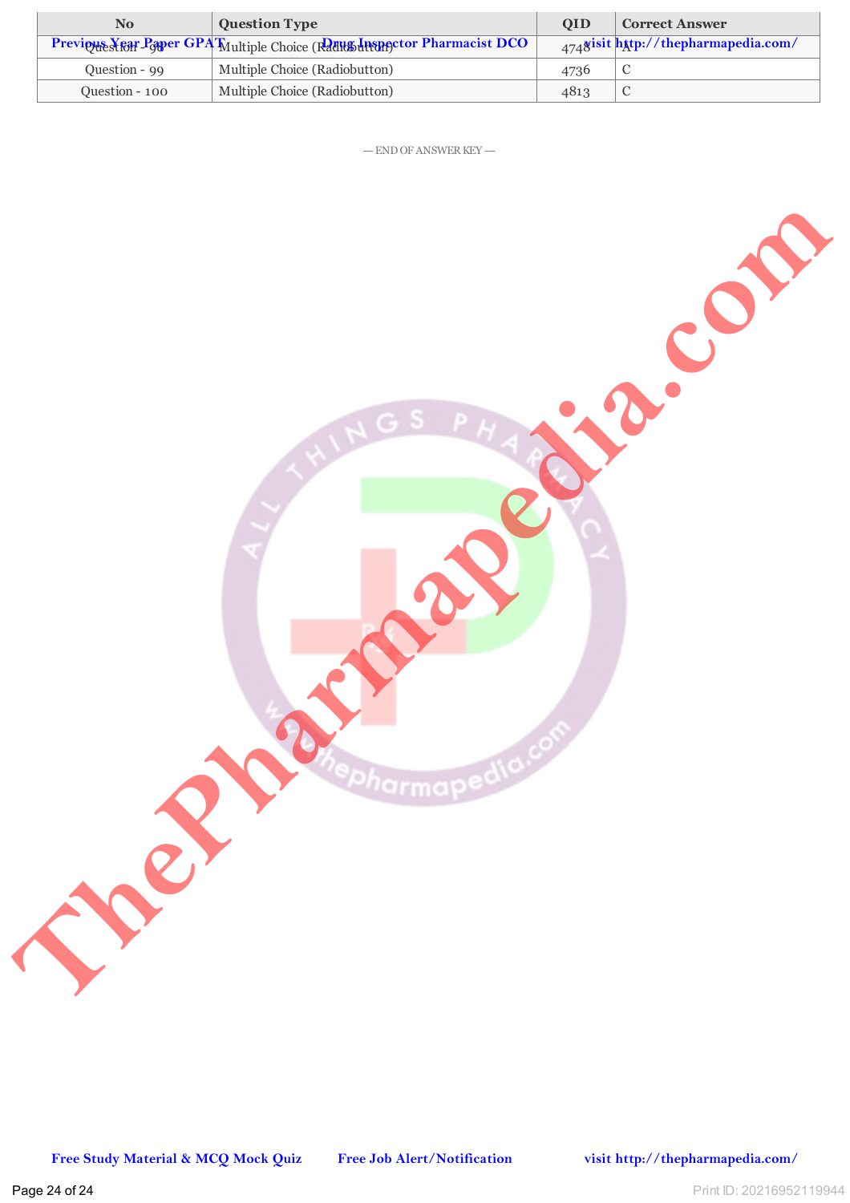| No | Question Type | QID | Correct Answer |
| --- | --- | --- | --- |
| Question - 98 | Multiple Choice (Radiobutton) | 4748 | A |
| Question - 99 | Multiple Choice (Radiobutton) | 4736 | C |
| Question - 100 | Multiple Choice (Radiobutton) | 4813 | C |

— END OF ANSWER KEY —